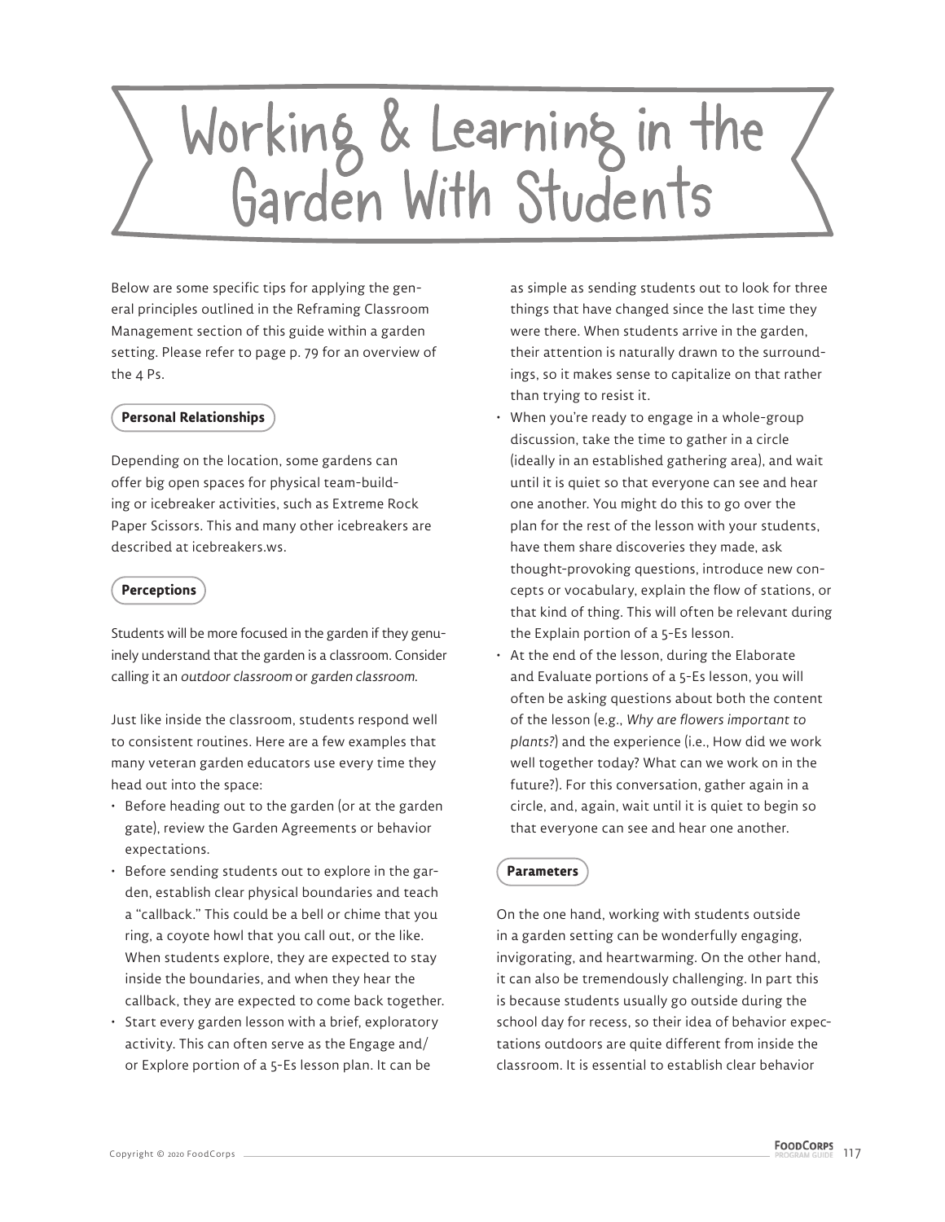# Working & Learning in the Garden With Students

Below are some specific tips for applying the general principles outlined in the Reframing Classroom Management section of this guide within a garden setting. Please refer to page p. 79 for an overview of the 4 Ps.

### Personal Relationships

Depending on the location, some gardens can offer big open spaces for physical team-building or icebreaker activities, such as Extreme Rock Paper Scissors. This and many other icebreakers are described at icebreakers.ws.

### Perceptions

Students will be more focused in the garden if they genuinely understand that the garden is a classroom. Consider calling it an *outdoor classroom* or *garden classroom*.

Just like inside the classroom, students respond well to consistent routines. Here are a few examples that many veteran garden educators use every time they head out into the space:

- Before heading out to the garden (or at the garden gate), review the Garden Agreements or behavior expectations.
- Before sending students out to explore in the garden, establish clear physical boundaries and teach a "callback." This could be a bell or chime that you ring, a coyote howl that you call out, or the like. When students explore, they are expected to stay inside the boundaries, and when they hear the callback, they are expected to come back together.
- Start every garden lesson with a brief, exploratory activity. This can often serve as the Engage and/or Explore portion of a 5-Es lesson plan. It can be as simple as sending students out to look for three things that have changed since the last time they were there. When students arrive in the garden, their attention is naturally drawn to the surroundings, so it makes sense to capitalize on that rather than trying to resist it.
- When you're ready to engage in a whole-group discussion, take the time to gather in a circle (ideally in an established gathering area), and wait until it is quiet so that everyone can see and hear one another. You might do this to go over the plan for the rest of the lesson with your students, have them share discoveries they made, ask thought-provoking questions, introduce new concepts or vocabulary, explain the flow of stations, or that kind of thing. This will often be relevant during the Explain portion of a 5-Es lesson.
- At the end of the lesson, during the Elaborate and Evaluate portions of a 5-Es lesson, you will often be asking questions about both the content of the lesson (e.g., *Why are flowers important to plants?*) and the experience (i.e., How did we work well together today? What can we work on in the future?). For this conversation, gather again in a circle, and, again, wait until it is quiet to begin so that everyone can see and hear one another.

### Parameters

On the one hand, working with students outside in a garden setting can be wonderfully engaging, invigorating, and heartwarming. On the other hand, it can also be tremendously challenging. In part this is because students usually go outside during the school day for recess, so their idea of behavior expectations outdoors are quite different from inside the classroom. It is essential to establish clear behavior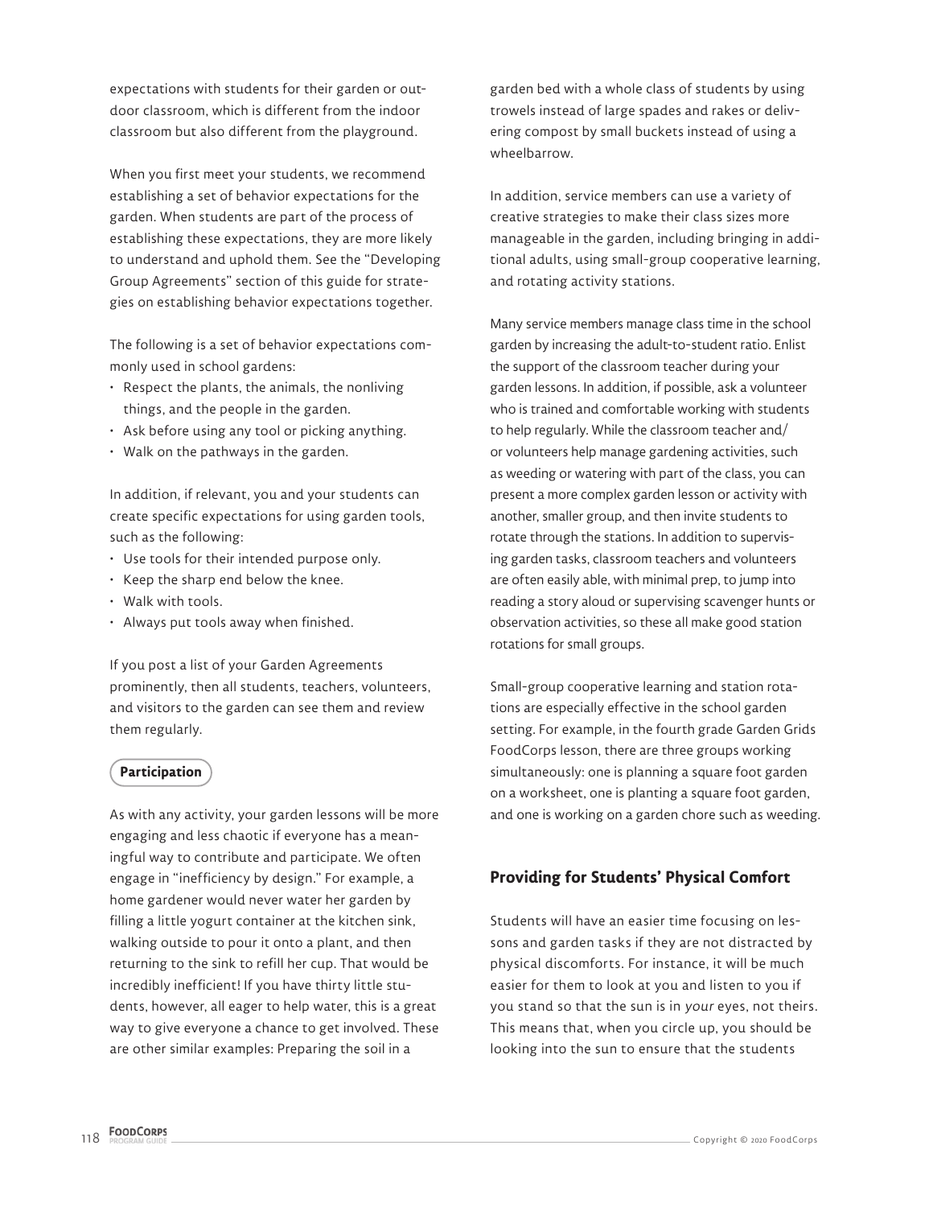expectations with students for their garden or outdoor classroom, which is different from the indoor classroom but also different from the playground.

When you first meet your students, we recommend establishing a set of behavior expectations for the garden. When students are part of the process of establishing these expectations, they are more likely to understand and uphold them. See the "Developing Group Agreements" section of this guide for strategies on establishing behavior expectations together.

The following is a set of behavior expectations commonly used in school gardens:

- Respect the plants, the animals, the nonliving things, and the people in the garden.
- Ask before using any tool or picking anything.
- Walk on the pathways in the garden.

In addition, if relevant, you and your students can create specific expectations for using garden tools, such as the following:

- Use tools for their intended purpose only.
- Keep the sharp end below the knee.
- Walk with tools.
- Always put tools away when finished.

If you post a list of your Garden Agreements prominently, then all students, teachers, volunteers, and visitors to the garden can see them and review them regularly.

**Participation**

As with any activity, your garden lessons will be more engaging and less chaotic if everyone has a meaningful way to contribute and participate. We often engage in "inefficiency by design." For example, a home gardener would never water her garden by filling a little yogurt container at the kitchen sink, walking outside to pour it onto a plant, and then returning to the sink to refill her cup. That would be incredibly inefficient! If you have thirty little students, however, all eager to help water, this is a great way to give everyone a chance to get involved. These are other similar examples: Preparing the soil in a garden bed with a whole class of students by using trowels instead of large spades and rakes or delivering compost by small buckets instead of using a wheelbarrow.

In addition, service members can use a variety of creative strategies to make their class sizes more manageable in the garden, including bringing in additional adults, using small-group cooperative learning, and rotating activity stations.

Many service members manage class time in the school garden by increasing the adult-to-student ratio. Enlist the support of the classroom teacher during your garden lessons. In addition, if possible, ask a volunteer who is trained and comfortable working with students to help regularly. While the classroom teacher and/or volunteers help manage gardening activities, such as weeding or watering with part of the class, you can present a more complex garden lesson or activity with another, smaller group, and then invite students to rotate through the stations. In addition to supervising garden tasks, classroom teachers and volunteers are often easily able, with minimal prep, to jump into reading a story aloud or supervising scavenger hunts or observation activities, so these all make good station rotations for small groups.

Small-group cooperative learning and station rotations are especially effective in the school garden setting. For example, in the fourth grade Garden Grids FoodCorps lesson, there are three groups working simultaneously: one is planning a square foot garden on a worksheet, one is planting a square foot garden, and one is working on a garden chore such as weeding.

### Providing for Students' Physical Comfort

Students will have an easier time focusing on lessons and garden tasks if they are not distracted by physical discomforts. For instance, it will be much easier for them to look at you and listen to you if you stand so that the sun is in *your* eyes, not theirs. This means that, when you circle up, you should be looking into the sun to ensure that the students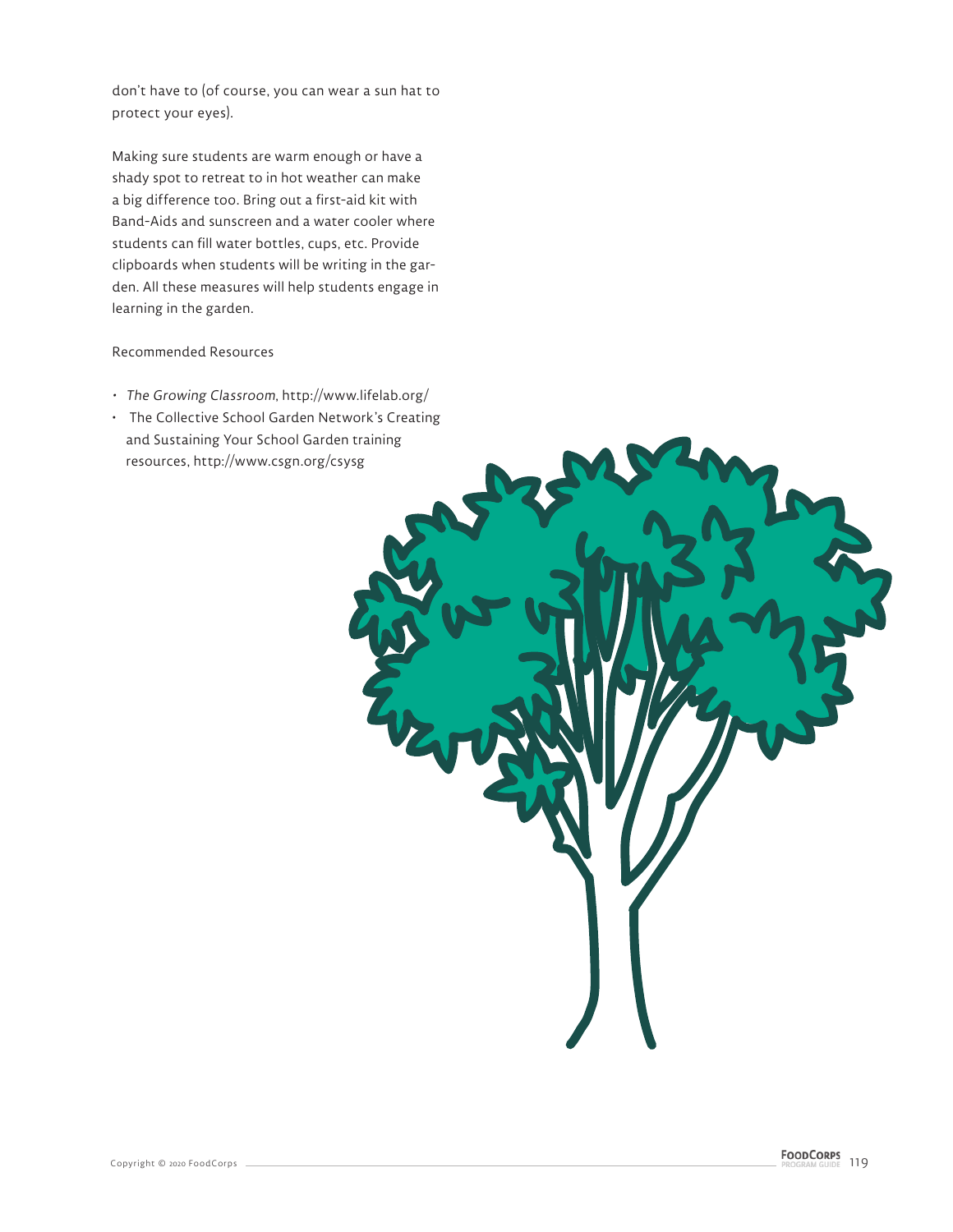don't have to (of course, you can wear a sun hat to protect your eyes).

Making sure students are warm enough or have a shady spot to retreat to in hot weather can make a big difference too. Bring out a first-aid kit with Band-Aids and sunscreen and a water cooler where students can fill water bottles, cups, etc. Provide clipboards when students will be writing in the garden. All these measures will help students engage in learning in the garden.

Recommended Resources

- *The Growing Classroom*, http://www.lifelab.org/
- The Collective School Garden Network's Creating and Sustaining Your School Garden training resources, http://www.csgn.org/csysg